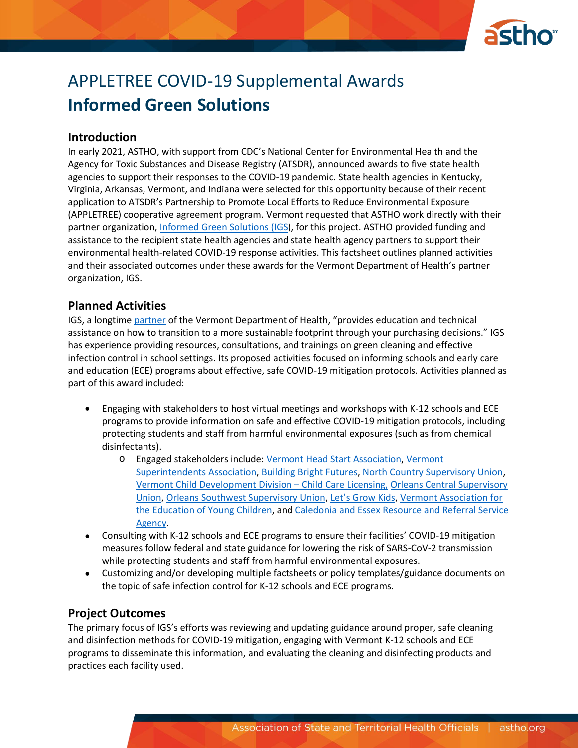# APPLETREE COVID-19 Supplemental Awards

# **Informed Green Solutions**

## Introduction

In early 2021, ASTHO, with support from CDC's National Center for Environmental Health and the Agency for Toxic Substances and Disease Registry (ATSDR), announced awards to five state health agencies to support their responses to the COVID-19 pandemic. State health agencies in Kentucky, Virginia, Arkansas, Vermont, and Indiana were selected for this opportunity because of their recent application to ATSDR's Partnership to Promote Local Efforts to Reduce Environmental Exposure (APPLETREE) cooperative agreement program. Vermont requested that ASTHO work directly with their partner organization, Informed Green Solutions (IGS), for this project. ASTHO provided funding and assistance to the recipient state health agencies and state health agency partners to support their environmental health-related COVID-19 response activities. This factsheet outlines planned activities and their associated outcomes under these awards for the Vermont Department of Health's partner organization, IGS.

## Planned Activities

IGS, a longtime partner of the Vermont Department of Health, "provides education and technical assistance on how to transition to a more sustainable footprint through your purchasing decisions." IGS has experience providing resources, consultations, and trainings on green cleaning and effective infection control in school settings. Its proposed activities focused on informing schools and early care and education (ECE) programs about effective, safe COVID-19 mitigation protocols. Activities planned as part of this award included:

- Engaging with stakeholders to host virtual meetings and workshops with K-12 schools and ECE programs to provide information on safe and effective COVID-19 mitigation protocols, including protecting students and staff from harmful environmental exposures (such as from chemical disinfectants).
  - Engaged stakeholders include: Vermont Head Start Association, Vermont Superintendents Association, Building Bright Futures, North Country Supervisory Union, Vermont Child Development Division – Child Care Licensing, Orleans Central Supervisory Union, Orleans Southwest Supervisory Union, Let's Grow Kids, Vermont Association for the Education of Young Children, and Caledonia and Essex Resource and Referral Service Agency.
- Consulting with K-12 schools and ECE programs to ensure their facilities' COVID-19 mitigation measures follow federal and state guidance for lowering the risk of SARS-CoV-2 transmission while protecting students and staff from harmful environmental exposures.
- Customizing and/or developing multiple factsheets or policy templates/guidance documents on the topic of safe infection control for K-12 schools and ECE programs.

## Project Outcomes

The primary focus of IGS's efforts was reviewing and updating guidance around proper, safe cleaning and disinfection methods for COVID-19 mitigation, engaging with Vermont K-12 schools and ECE programs to disseminate this information, and evaluating the cleaning and disinfecting products and practices each facility used.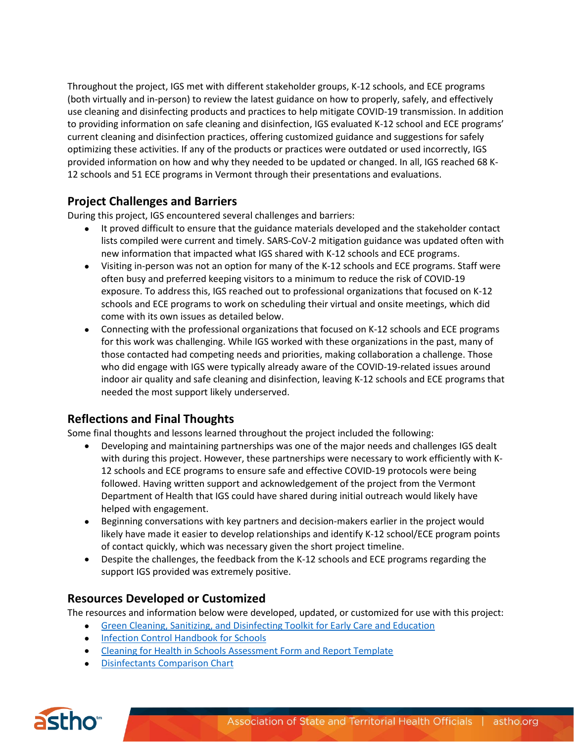Throughout the project, IGS met with different stakeholder groups, K-12 schools, and ECE programs (both virtually and in-person) to review the latest guidance on how to properly, safely, and effectively use cleaning and disinfecting products and practices to help mitigate COVID-19 transmission. In addition to providing information on safe cleaning and disinfection, IGS evaluated K-12 school and ECE programs' current cleaning and disinfection practices, offering customized guidance and suggestions for safely optimizing these activities. If any of the products or practices were outdated or used incorrectly, IGS provided information on how and why they needed to be updated or changed. In all, IGS reached 68 K-12 schools and 51 ECE programs in Vermont through their presentations and evaluations.

## Project Challenges and Barriers

During this project, IGS encountered several challenges and barriers:

- It proved difficult to ensure that the guidance materials developed and the stakeholder contact lists compiled were current and timely. SARS-CoV-2 mitigation guidance was updated often with new information that impacted what IGS shared with K-12 schools and ECE programs.
- Visiting in-person was not an option for many of the K-12 schools and ECE programs. Staff were often busy and preferred keeping visitors to a minimum to reduce the risk of COVID-19 exposure. To address this, IGS reached out to professional organizations that focused on K-12 schools and ECE programs to work on scheduling their virtual and onsite meetings, which did come with its own issues as detailed below.
- Connecting with the professional organizations that focused on K-12 schools and ECE programs for this work was challenging. While IGS worked with these organizations in the past, many of those contacted had competing needs and priorities, making collaboration a challenge. Those who did engage with IGS were typically already aware of the COVID-19-related issues around indoor air quality and safe cleaning and disinfection, leaving K-12 schools and ECE programs that needed the most support likely underserved.

## Reflections and Final Thoughts

Some final thoughts and lessons learned throughout the project included the following:

- Developing and maintaining partnerships was one of the major needs and challenges IGS dealt with during this project. However, these partnerships were necessary to work efficiently with K-12 schools and ECE programs to ensure safe and effective COVID-19 protocols were being followed. Having written support and acknowledgement of the project from the Vermont Department of Health that IGS could have shared during initial outreach would likely have helped with engagement.
- Beginning conversations with key partners and decision-makers earlier in the project would likely have made it easier to develop relationships and identify K-12 school/ECE program points of contact quickly, which was necessary given the short project timeline.
- Despite the challenges, the feedback from the K-12 schools and ECE programs regarding the support IGS provided was extremely positive.

## Resources Developed or Customized

The resources and information below were developed, updated, or customized for use with this project:

- Green Cleaning, Sanitizing, and Disinfecting Toolkit for Early Care and Education
- Infection Control Handbook for Schools
- Cleaning for Health in Schools Assessment Form and Report Template
- Disinfectants Comparison Chart